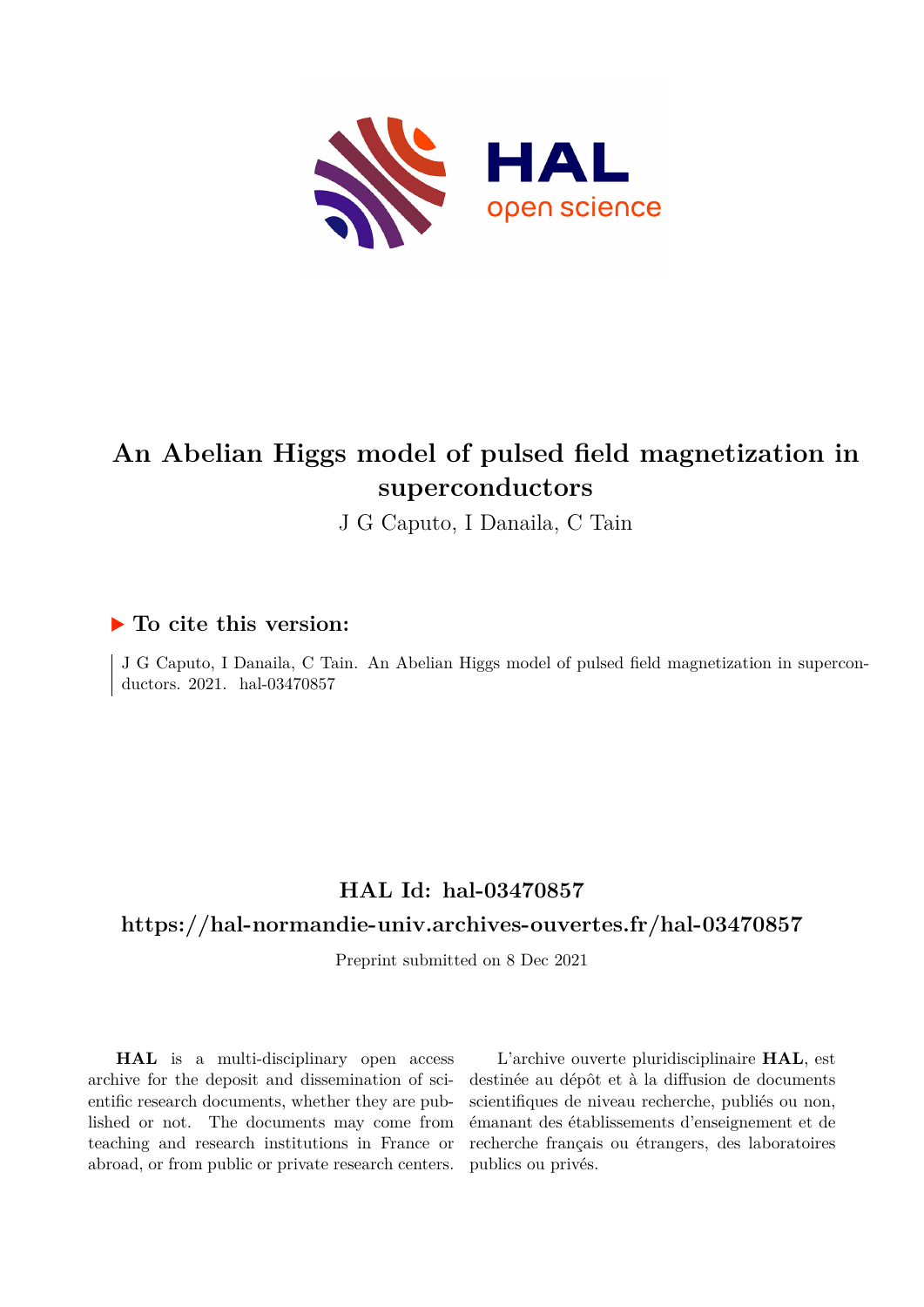# An Abelian Higgs model of pulsed field magnetization in superconductors

J G Caputo, I Danaila, C Tain

## ▶ To cite this version:

J G Caputo, I Danaila, C Tain. An Abelian Higgs model of pulsed field magnetization in superconductors. 2021. hal-03470857

## HAL Id: hal-03470857

## https://hal-normandie-univ.archives-ouvertes.fr/hal-03470857

Preprint submitted on 8 Dec 2021

**HAL** is a multi-disciplinary open access archive for the deposit and dissemination of scientific research documents, whether they are published or not. The documents may come from teaching and research institutions in France or abroad, or from public or private research centers.

L'archive ouverte pluridisciplinaire **HAL**, est destinée au dépôt et à la diffusion de documents scientifiques de niveau recherche, publiés ou non, émanant des établissements d'enseignement et de recherche français ou étrangers, des laboratoires publics ou privés.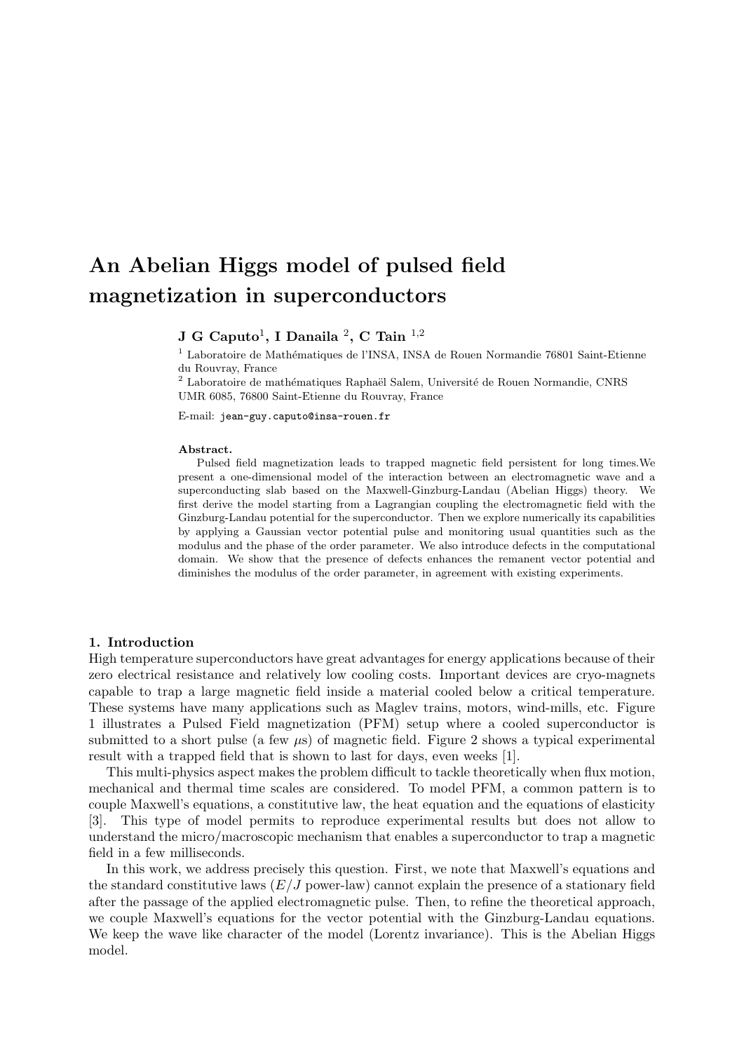# An Abelian Higgs model of pulsed field magnetization in superconductors

**J G Caputo**[1], **I Danaila** [2], **C Tain** [1,2]

[1] Laboratoire de Mathématiques de l'INSA, INSA de Rouen Normandie 76801 Saint-Etienne du Rouvray, France

[2] Laboratoire de mathématiques Raphaël Salem, Université de Rouen Normandie, CNRS UMR 6085, 76800 Saint-Etienne du Rouvray, France

E-mail: `jean-guy.caputo@insa-rouen.fr`

**Abstract.**

Pulsed field magnetization leads to trapped magnetic field persistent for long times.We present a one-dimensional model of the interaction between an electromagnetic wave and a superconducting slab based on the Maxwell-Ginzburg-Landau (Abelian Higgs) theory. We first derive the model starting from a Lagrangian coupling the electromagnetic field with the Ginzburg-Landau potential for the superconductor. Then we explore numerically its capabilities by applying a Gaussian vector potential pulse and monitoring usual quantities such as the modulus and the phase of the order parameter. We also introduce defects in the computational domain. We show that the presence of defects enhances the remanent vector potential and diminishes the modulus of the order parameter, in agreement with existing experiments.

## 1. Introduction

High temperature superconductors have great advantages for energy applications because of their zero electrical resistance and relatively low cooling costs. Important devices are cryo-magnets capable to trap a large magnetic field inside a material cooled below a critical temperature. These systems have many applications such as Maglev trains, motors, wind-mills, etc. Figure 1 illustrates a Pulsed Field magnetization (PFM) setup where a cooled superconductor is submitted to a short pulse (a few $\mu$s) of magnetic field. Figure 2 shows a typical experimental result with a trapped field that is shown to last for days, even weeks [1].

This multi-physics aspect makes the problem difficult to tackle theoretically when flux motion, mechanical and thermal time scales are considered. To model PFM, a common pattern is to couple Maxwell's equations, a constitutive law, the heat equation and the equations of elasticity [3]. This type of model permits to reproduce experimental results but does not allow to understand the micro/macroscopic mechanism that enables a superconductor to trap a magnetic field in a few milliseconds.

In this work, we address precisely this question. First, we note that Maxwell's equations and the standard constitutive laws ($E/J$ power-law) cannot explain the presence of a stationary field after the passage of the applied electromagnetic pulse. Then, to refine the theoretical approach, we couple Maxwell's equations for the vector potential with the Ginzburg-Landau equations. We keep the wave like character of the model (Lorentz invariance). This is the Abelian Higgs model.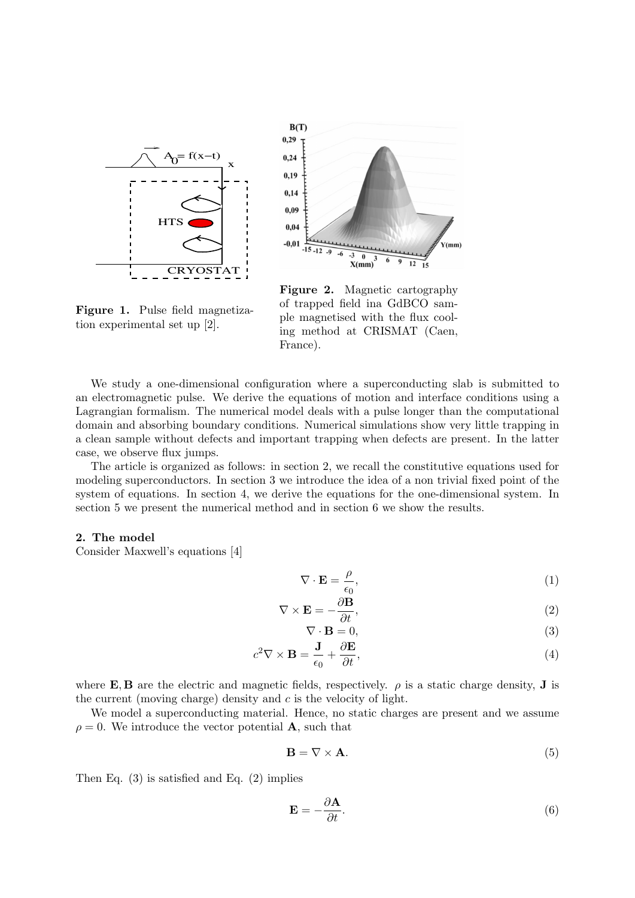**Figure 1.** Pulse field magnetization experimental set up [2].

**Figure 2.** Magnetic cartography of trapped field ina GdBCO sample magnetised with the flux cooling method at CRISMAT (Caen, France).

We study a one-dimensional configuration where a superconducting slab is submitted to an electromagnetic pulse. We derive the equations of motion and interface conditions using a Lagrangian formalism. The numerical model deals with a pulse longer than the computational domain and absorbing boundary conditions. Numerical simulations show very little trapping in a clean sample without defects and important trapping when defects are present. In the latter case, we observe flux jumps.

The article is organized as follows: in section 2, we recall the constitutive equations used for modeling superconductors. In section 3 we introduce the idea of a non trivial fixed point of the system of equations. In section 4, we derive the equations for the one-dimensional system. In section 5 we present the numerical method and in section 6 we show the results.

## 2. The model

Consider Maxwell's equations [4]

$$\nabla \cdot \mathbf{E} = \frac{\rho}{\epsilon_0}, \tag{1}$$

$$\nabla \times \mathbf{E} = -\frac{\partial \mathbf{B}}{\partial t}, \tag{2}$$

$$\nabla \cdot \mathbf{B} = 0, \tag{3}$$

$$c^2 \nabla \times \mathbf{B} = \frac{\mathbf{J}}{\epsilon_0} + \frac{\partial \mathbf{E}}{\partial t}, \tag{4}$$

where $\mathbf{E}, \mathbf{B}$ are the electric and magnetic fields, respectively. $\rho$ is a static charge density, $\mathbf{J}$ is the current (moving charge) density and $c$ is the velocity of light.

We model a superconducting material. Hence, no static charges are present and we assume $\rho = 0$. We introduce the vector potential $\mathbf{A}$, such that

$$\mathbf{B} = \nabla \times \mathbf{A}. \tag{5}$$

Then Eq. (3) is satisfied and Eq. (2) implies

$$\mathbf{E} = -\frac{\partial \mathbf{A}}{\partial t}. \tag{6}$$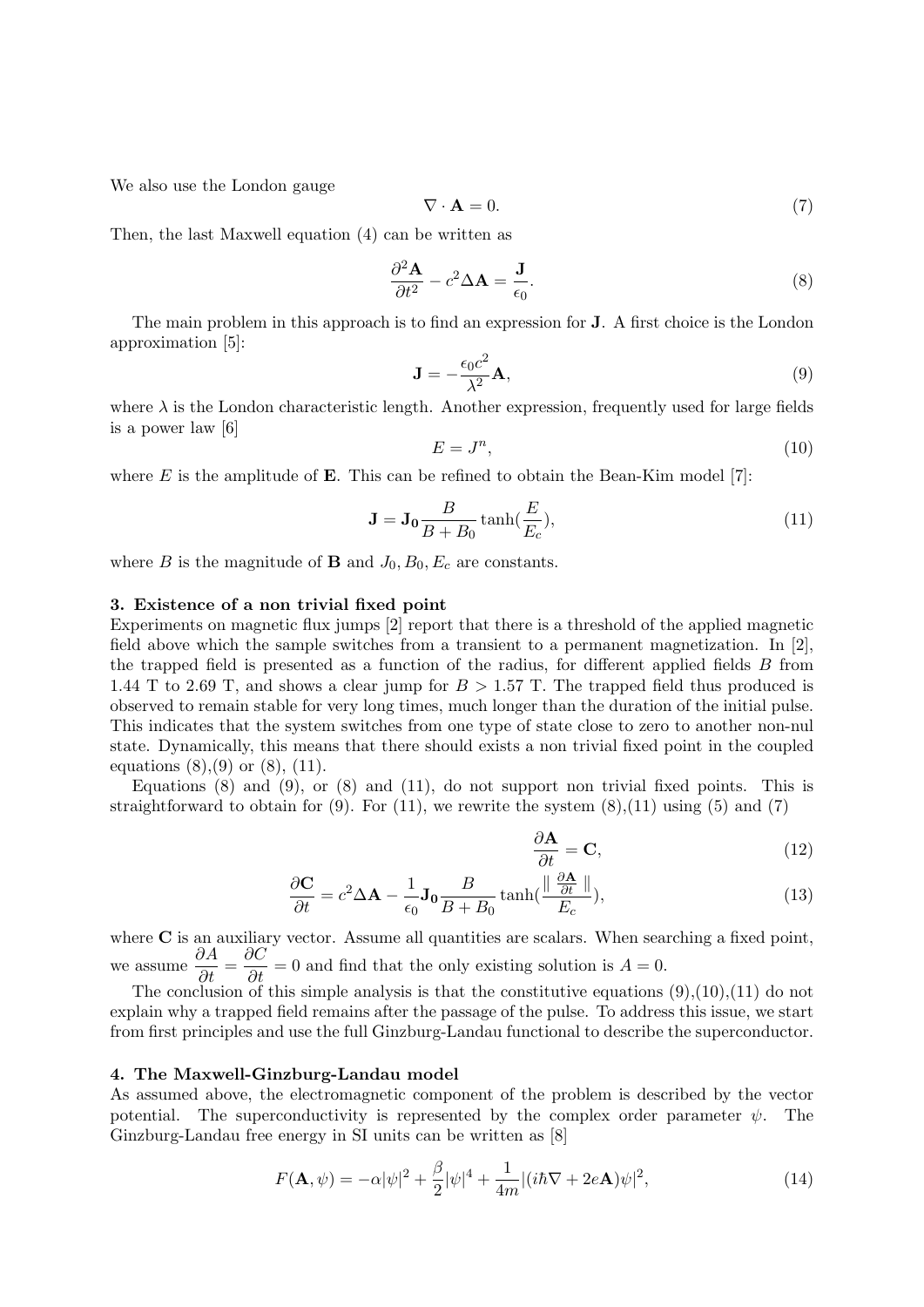We also use the London gauge

$$\nabla \cdot \mathbf{A} = 0. \tag{7}$$

Then, the last Maxwell equation (4) can be written as

$$\frac{\partial^2 \mathbf{A}}{\partial t^2} - c^2 \Delta \mathbf{A} = \frac{\mathbf{J}}{\epsilon_0}. \tag{8}$$

The main problem in this approach is to find an expression for $\mathbf{J}$. A first choice is the London approximation [5]:

$$\mathbf{J} = -\frac{\epsilon_0 c^2}{\lambda^2} \mathbf{A}, \tag{9}$$

where $\lambda$ is the London characteristic length. Another expression, frequently used for large fields is a power law [6]

$$E = J^n, \tag{10}$$

where $E$ is the amplitude of $\mathbf{E}$. This can be refined to obtain the Bean-Kim model [7]:

$$\mathbf{J} = \mathbf{J_0} \frac{B}{B + B_0} \tanh\left(\frac{E}{E_c}\right), \tag{11}$$

where $B$ is the magnitude of $\mathbf{B}$ and $J_0, B_0, E_c$ are constants.

**3. Existence of a non trivial fixed point**

Experiments on magnetic flux jumps [2] report that there is a threshold of the applied magnetic field above which the sample switches from a transient to a permanent magnetization. In [2], the trapped field is presented as a function of the radius, for different applied fields $B$ from 1.44 T to 2.69 T, and shows a clear jump for $B > 1.57$ T. The trapped field thus produced is observed to remain stable for very long times, much longer than the duration of the initial pulse. This indicates that the system switches from one type of state close to zero to another non-nul state. Dynamically, this means that there should exists a non trivial fixed point in the coupled equations (8),(9) or (8), (11).

Equations (8) and (9), or (8) and (11), do not support non trivial fixed points. This is straightforward to obtain for (9). For (11), we rewrite the system (8),(11) using (5) and (7)

$$\frac{\partial \mathbf{A}}{\partial t} = \mathbf{C}, \tag{12}$$

$$\frac{\partial \mathbf{C}}{\partial t} = c^2 \Delta \mathbf{A} - \frac{1}{\epsilon_0} \mathbf{J_0} \frac{B}{B + B_0} \tanh\left(\frac{\parallel \frac{\partial \mathbf{A}}{\partial t} \parallel}{E_c}\right), \tag{13}$$

where $\mathbf{C}$ is an auxiliary vector. Assume all quantities are scalars. When searching a fixed point, we assume $\dfrac{\partial A}{\partial t} = \dfrac{\partial C}{\partial t} = 0$ and find that the only existing solution is $A = 0$.

The conclusion of this simple analysis is that the constitutive equations (9),(10),(11) do not explain why a trapped field remains after the passage of the pulse. To address this issue, we start from first principles and use the full Ginzburg-Landau functional to describe the superconductor.

**4. The Maxwell-Ginzburg-Landau model**

As assumed above, the electromagnetic component of the problem is described by the vector potential. The superconductivity is represented by the complex order parameter $\psi$. The Ginzburg-Landau free energy in SI units can be written as [8]

$$F(\mathbf{A}, \psi) = -\alpha |\psi|^2 + \frac{\beta}{2} |\psi|^4 + \frac{1}{4m} |(i\hbar \nabla + 2e\mathbf{A})\psi|^2, \tag{14}$$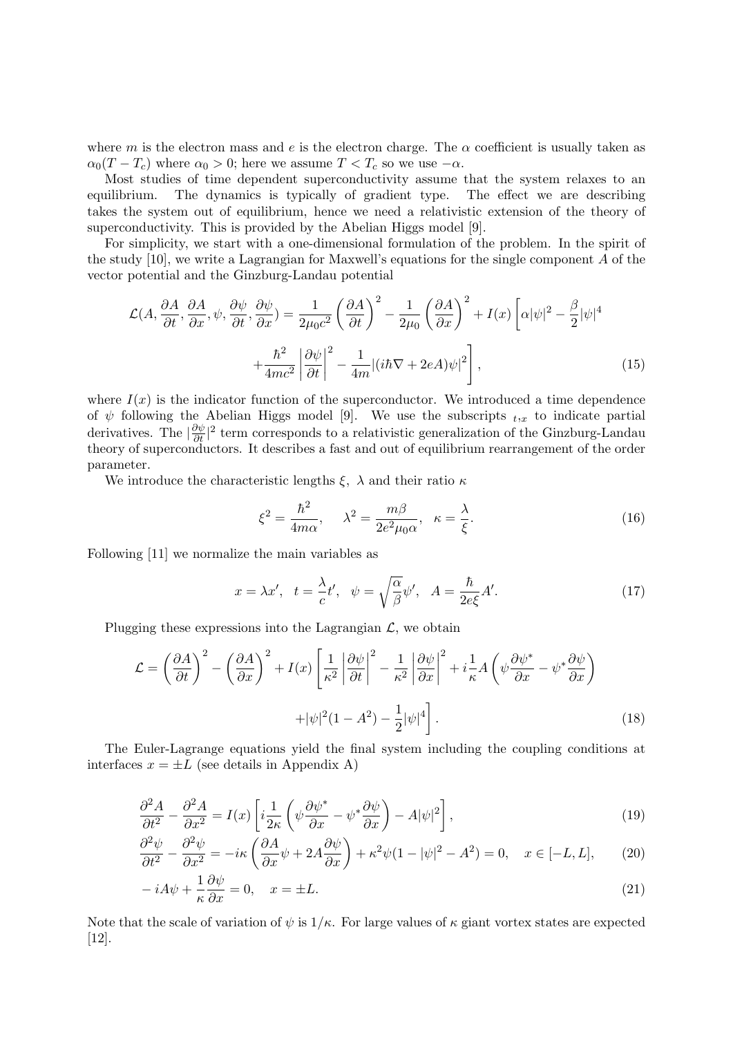where $m$ is the electron mass and $e$ is the electron charge. The $\alpha$ coefficient is usually taken as $\alpha_0(T - T_c)$ where $\alpha_0 > 0$; here we assume $T < T_c$ so we use $-\alpha$.

Most studies of time dependent superconductivity assume that the system relaxes to an equilibrium. The dynamics is typically of gradient type. The effect we are describing takes the system out of equilibrium, hence we need a relativistic extension of the theory of superconductivity. This is provided by the Abelian Higgs model [9].

For simplicity, we start with a one-dimensional formulation of the problem. In the spirit of the study [10], we write a Lagrangian for Maxwell's equations for the single component $A$ of the vector potential and the Ginzburg-Landau potential

$$\mathcal{L}(A, \frac{\partial A}{\partial t}, \frac{\partial A}{\partial x}, \psi, \frac{\partial \psi}{\partial t}, \frac{\partial \psi}{\partial x}) = \frac{1}{2\mu_0 c^2}\left(\frac{\partial A}{\partial t}\right)^2 - \frac{1}{2\mu_0}\left(\frac{\partial A}{\partial x}\right)^2 + I(x)\left[\alpha|\psi|^2 - \frac{\beta}{2}|\psi|^4 + \frac{\hbar^2}{4mc^2}\left|\frac{\partial \psi}{\partial t}\right|^2 - \frac{1}{4m}|(i\hbar\nabla + 2eA)\psi|^2\right], \tag{15}$$

where $I(x)$ is the indicator function of the superconductor. We introduced a time dependence of $\psi$ following the Abelian Higgs model [9]. We use the subscripts $_{t,x}$ to indicate partial derivatives. The $|\frac{\partial \psi}{\partial t}|^2$ term corresponds to a relativistic generalization of the Ginzburg-Landau theory of superconductors. It describes a fast and out of equilibrium rearrangement of the order parameter.

We introduce the characteristic lengths $\xi$, $\lambda$ and their ratio $\kappa$

$$\xi^2 = \frac{\hbar^2}{4m\alpha}, \quad \lambda^2 = \frac{m\beta}{2e^2\mu_0\alpha}, \quad \kappa = \frac{\lambda}{\xi}. \tag{16}$$

Following [11] we normalize the main variables as

$$x = \lambda x', \quad t = \frac{\lambda}{c}t', \quad \psi = \sqrt{\frac{\alpha}{\beta}}\psi', \quad A = \frac{\hbar}{2e\xi}A'. \tag{17}$$

Plugging these expressions into the Lagrangian $\mathcal{L}$, we obtain

$$\mathcal{L} = \left(\frac{\partial A}{\partial t}\right)^2 - \left(\frac{\partial A}{\partial x}\right)^2 + I(x)\left[\frac{1}{\kappa^2}\left|\frac{\partial \psi}{\partial t}\right|^2 - \frac{1}{\kappa^2}\left|\frac{\partial \psi}{\partial x}\right|^2 + i\frac{1}{\kappa}A\left(\psi\frac{\partial \psi^*}{\partial x} - \psi^*\frac{\partial \psi}{\partial x}\right) + |\psi|^2(1 - A^2) - \frac{1}{2}|\psi|^4\right]. \tag{18}$$

The Euler-Lagrange equations yield the final system including the coupling conditions at interfaces $x = \pm L$ (see details in Appendix A)

$$\frac{\partial^2 A}{\partial t^2} - \frac{\partial^2 A}{\partial x^2} = I(x)\left[i\frac{1}{2\kappa}\left(\psi\frac{\partial \psi^*}{\partial x} - \psi^*\frac{\partial \psi}{\partial x}\right) - A|\psi|^2\right], \tag{19}$$

$$\frac{\partial^2 \psi}{\partial t^2} - \frac{\partial^2 \psi}{\partial x^2} = -i\kappa\left(\frac{\partial A}{\partial x}\psi + 2A\frac{\partial \psi}{\partial x}\right) + \kappa^2\psi(1 - |\psi|^2 - A^2) = 0, \quad x \in [-L, L], \tag{20}$$

$$-iA\psi + \frac{1}{\kappa}\frac{\partial \psi}{\partial x} = 0, \quad x = \pm L. \tag{21}$$

Note that the scale of variation of $\psi$ is $1/\kappa$. For large values of $\kappa$ giant vortex states are expected [12].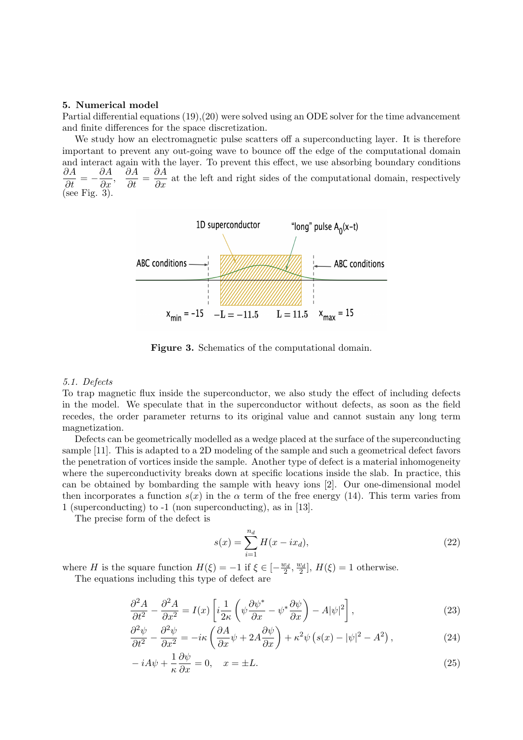## 5. Numerical model

Partial differential equations (19),(20) were solved using an ODE solver for the time advancement and finite differences for the space discretization.

We study how an electromagnetic pulse scatters off a superconducting layer. It is therefore important to prevent any out-going wave to bounce off the edge of the computational domain and interact again with the layer. To prevent this effect, we use absorbing boundary conditions $\dfrac{\partial A}{\partial t} = -\dfrac{\partial A}{\partial x}$, $\dfrac{\partial A}{\partial t} = \dfrac{\partial A}{\partial x}$ at the left and right sides of the computational domain, respectively (see Fig. 3).

**Figure 3.** Schematics of the computational domain.

### 5.1. Defects

To trap magnetic flux inside the superconductor, we also study the effect of including defects in the model. We speculate that in the superconductor without defects, as soon as the field recedes, the order parameter returns to its original value and cannot sustain any long term magnetization.

Defects can be geometrically modelled as a wedge placed at the surface of the superconducting sample [11]. This is adapted to a 2D modeling of the sample and such a geometrical defect favors the penetration of vortices inside the sample. Another type of defect is a material inhomogeneity where the superconductivity breaks down at specific locations inside the slab. In practice, this can be obtained by bombarding the sample with heavy ions [2]. Our one-dimensional model then incorporates a function $s(x)$ in the $\alpha$ term of the free energy (14). This term varies from 1 (superconducting) to -1 (non superconducting), as in [13].

The precise form of the defect is

$$s(x) = \sum_{i=1}^{n_d} H(x - i x_d), \tag{22}$$

where $H$ is the square function $H(\xi) = -1$ if $\xi \in [-\frac{w_d}{2}, \frac{w_d}{2}]$, $H(\xi) = 1$ otherwise.

The equations including this type of defect are

$$\frac{\partial^2 A}{\partial t^2} - \frac{\partial^2 A}{\partial x^2} = I(x) \left[ i \frac{1}{2\kappa} \left( \psi \frac{\partial \psi^*}{\partial x} - \psi^* \frac{\partial \psi}{\partial x} \right) - A |\psi|^2 \right], \tag{23}$$

$$\frac{\partial^2 \psi}{\partial t^2} - \frac{\partial^2 \psi}{\partial x^2} = -i\kappa \left( \frac{\partial A}{\partial x} \psi + 2A \frac{\partial \psi}{\partial x} \right) + \kappa^2 \psi \left( s(x) - |\psi|^2 - A^2 \right), \tag{24}$$

$$-iA\psi + \frac{1}{\kappa} \frac{\partial \psi}{\partial x} = 0, \quad x = \pm L. \tag{25}$$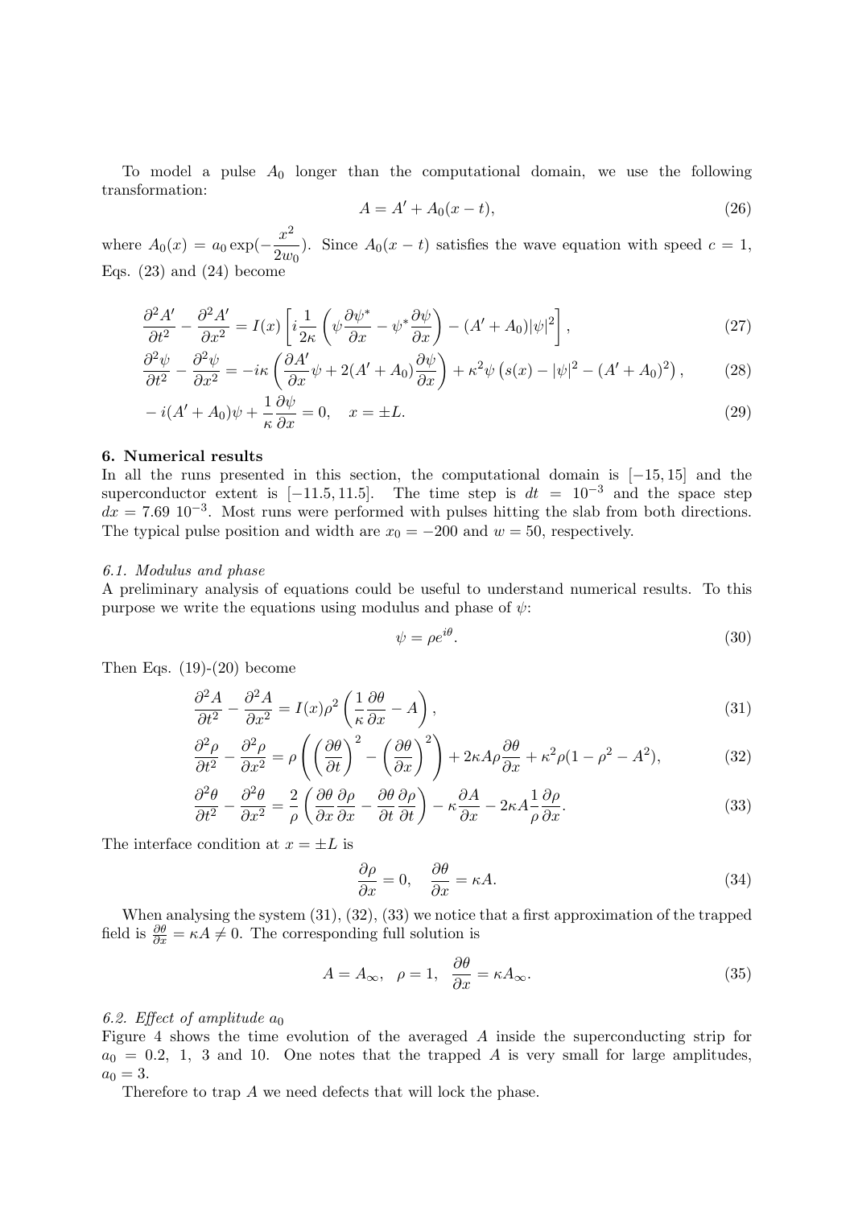To model a pulse $A_0$ longer than the computational domain, we use the following transformation:

$$A = A' + A_0(x - t), \tag{26}$$

where $A_0(x) = a_0 \exp(-\frac{x^2}{2w_0})$. Since $A_0(x-t)$ satisfies the wave equation with speed $c = 1$, Eqs. (23) and (24) become

$$\frac{\partial^2 A'}{\partial t^2} - \frac{\partial^2 A'}{\partial x^2} = I(x)\left[i\frac{1}{2\kappa}\left(\psi\frac{\partial \psi^*}{\partial x} - \psi^*\frac{\partial \psi}{\partial x}\right) - (A' + A_0)|\psi|^2\right], \tag{27}$$

$$\frac{\partial^2 \psi}{\partial t^2} - \frac{\partial^2 \psi}{\partial x^2} = -i\kappa\left(\frac{\partial A'}{\partial x}\psi + 2(A' + A_0)\frac{\partial \psi}{\partial x}\right) + \kappa^2\psi\left(s(x) - |\psi|^2 - (A' + A_0)^2\right), \tag{28}$$

$$-i(A' + A_0)\psi + \frac{1}{\kappa}\frac{\partial \psi}{\partial x} = 0, \quad x = \pm L. \tag{29}$$

## 6. Numerical results

In all the runs presented in this section, the computational domain is $[-15, 15]$ and the superconductor extent is $[-11.5, 11.5]$. The time step is $dt = 10^{-3}$ and the space step $dx = 7.69\ 10^{-3}$. Most runs were performed with pulses hitting the slab from both directions. The typical pulse position and width are $x_0 = -200$ and $w = 50$, respectively.

### *6.1. Modulus and phase*

A preliminary analysis of equations could be useful to understand numerical results. To this purpose we write the equations using modulus and phase of $\psi$:

$$\psi = \rho e^{i\theta}. \tag{30}$$

Then Eqs. (19)-(20) become

$$\frac{\partial^2 A}{\partial t^2} - \frac{\partial^2 A}{\partial x^2} = I(x)\rho^2\left(\frac{1}{\kappa}\frac{\partial \theta}{\partial x} - A\right), \tag{31}$$

$$\frac{\partial^2 \rho}{\partial t^2} - \frac{\partial^2 \rho}{\partial x^2} = \rho\left(\left(\frac{\partial \theta}{\partial t}\right)^2 - \left(\frac{\partial \theta}{\partial x}\right)^2\right) + 2\kappa A\rho\frac{\partial \theta}{\partial x} + \kappa^2\rho(1 - \rho^2 - A^2), \tag{32}$$

$$\frac{\partial^2 \theta}{\partial t^2} - \frac{\partial^2 \theta}{\partial x^2} = \frac{2}{\rho}\left(\frac{\partial \theta}{\partial x}\frac{\partial \rho}{\partial x} - \frac{\partial \theta}{\partial t}\frac{\partial \rho}{\partial t}\right) - \kappa\frac{\partial A}{\partial x} - 2\kappa A\frac{1}{\rho}\frac{\partial \rho}{\partial x}. \tag{33}$$

The interface condition at $x = \pm L$ is

$$\frac{\partial \rho}{\partial x} = 0, \quad \frac{\partial \theta}{\partial x} = \kappa A. \tag{34}$$

When analysing the system (31), (32), (33) we notice that a first approximation of the trapped field is $\frac{\partial \theta}{\partial x} = \kappa A \neq 0$. The corresponding full solution is

$$A = A_\infty, \quad \rho = 1, \quad \frac{\partial \theta}{\partial x} = \kappa A_\infty. \tag{35}$$

### *6.2. Effect of amplitude $a_0$*

Figure 4 shows the time evolution of the averaged $A$ inside the superconducting strip for $a_0 = 0.2,\ 1,\ 3$ and $10$. One notes that the trapped $A$ is very small for large amplitudes, $a_0 = 3$.

Therefore to trap $A$ we need defects that will lock the phase.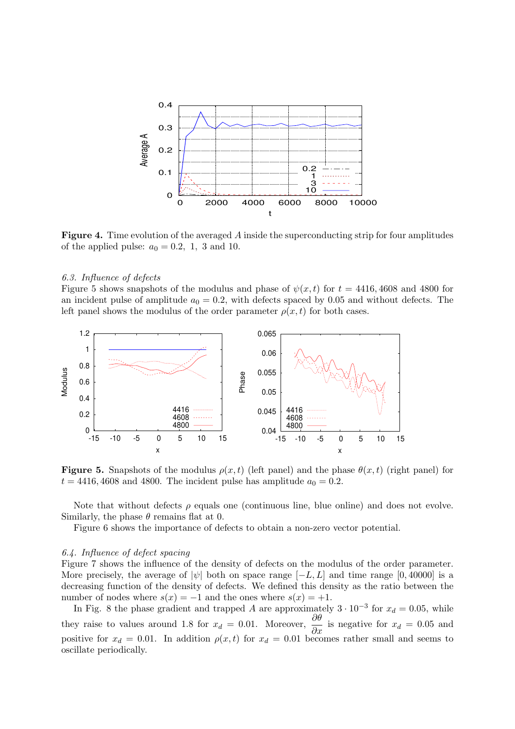**Figure 4.** Time evolution of the averaged $A$ inside the superconducting strip for four amplitudes of the applied pulse: $a_0 = 0.2,\ 1,\ 3$ and 10.

### 6.3. Influence of defects

Figure 5 shows snapshots of the modulus and phase of $\psi(x,t)$ for $t = 4416, 4608$ and 4800 for an incident pulse of amplitude $a_0 = 0.2$, with defects spaced by 0.05 and without defects. The left panel shows the modulus of the order parameter $\rho(x,t)$ for both cases.

**Figure 5.** Snapshots of the modulus $\rho(x,t)$ (left panel) and the phase $\theta(x,t)$ (right panel) for $t = 4416, 4608$ and 4800. The incident pulse has amplitude $a_0 = 0.2$.

Note that without defects $\rho$ equals one (continuous line, blue online) and does not evolve. Similarly, the phase $\theta$ remains flat at 0.

Figure 6 shows the importance of defects to obtain a non-zero vector potential.

### 6.4. Influence of defect spacing

Figure 7 shows the influence of the density of defects on the modulus of the order parameter. More precisely, the average of $|\psi|$ both on space range $[-L, L]$ and time range $[0, 40000]$ is a decreasing function of the density of defects. We defined this density as the ratio between the number of nodes where $s(x) = -1$ and the ones where $s(x) = +1$.

In Fig. 8 the phase gradient and trapped $A$ are approximately $3 \cdot 10^{-3}$ for $x_d = 0.05$, while they raise to values around 1.8 for $x_d = 0.01$. Moreover, $\dfrac{\partial \theta}{\partial x}$ is negative for $x_d = 0.05$ and positive for $x_d = 0.01$. In addition $\rho(x,t)$ for $x_d = 0.01$ becomes rather small and seems to oscillate periodically.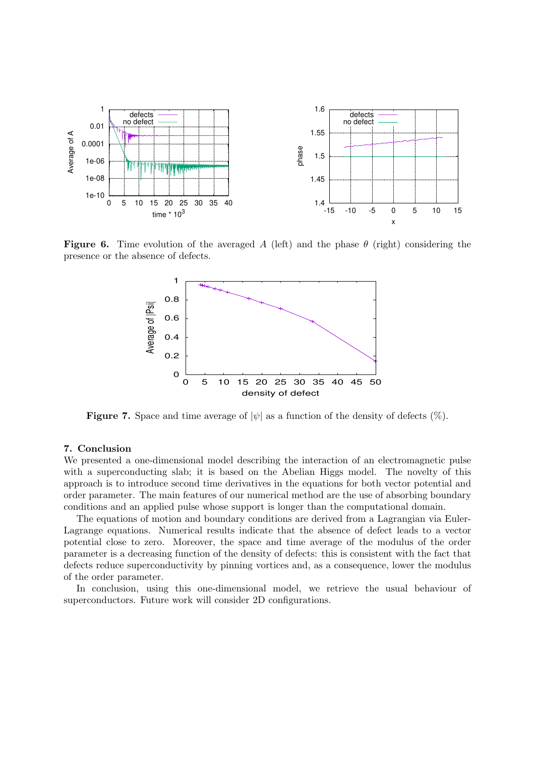**Figure 6.** Time evolution of the averaged $A$ (left) and the phase $\theta$ (right) considering the presence or the absence of defects.

**Figure 7.** Space and time average of $|\psi|$ as a function of the density of defects (%).

## 7. Conclusion

We presented a one-dimensional model describing the interaction of an electromagnetic pulse with a superconducting slab; it is based on the Abelian Higgs model. The novelty of this approach is to introduce second time derivatives in the equations for both vector potential and order parameter. The main features of our numerical method are the use of absorbing boundary conditions and an applied pulse whose support is longer than the computational domain.

The equations of motion and boundary conditions are derived from a Lagrangian via Euler-Lagrange equations. Numerical results indicate that the absence of defect leads to a vector potential close to zero. Moreover, the space and time average of the modulus of the order parameter is a decreasing function of the density of defects: this is consistent with the fact that defects reduce superconductivity by pinning vortices and, as a consequence, lower the modulus of the order parameter.

In conclusion, using this one-dimensional model, we retrieve the usual behaviour of superconductors. Future work will consider 2D configurations.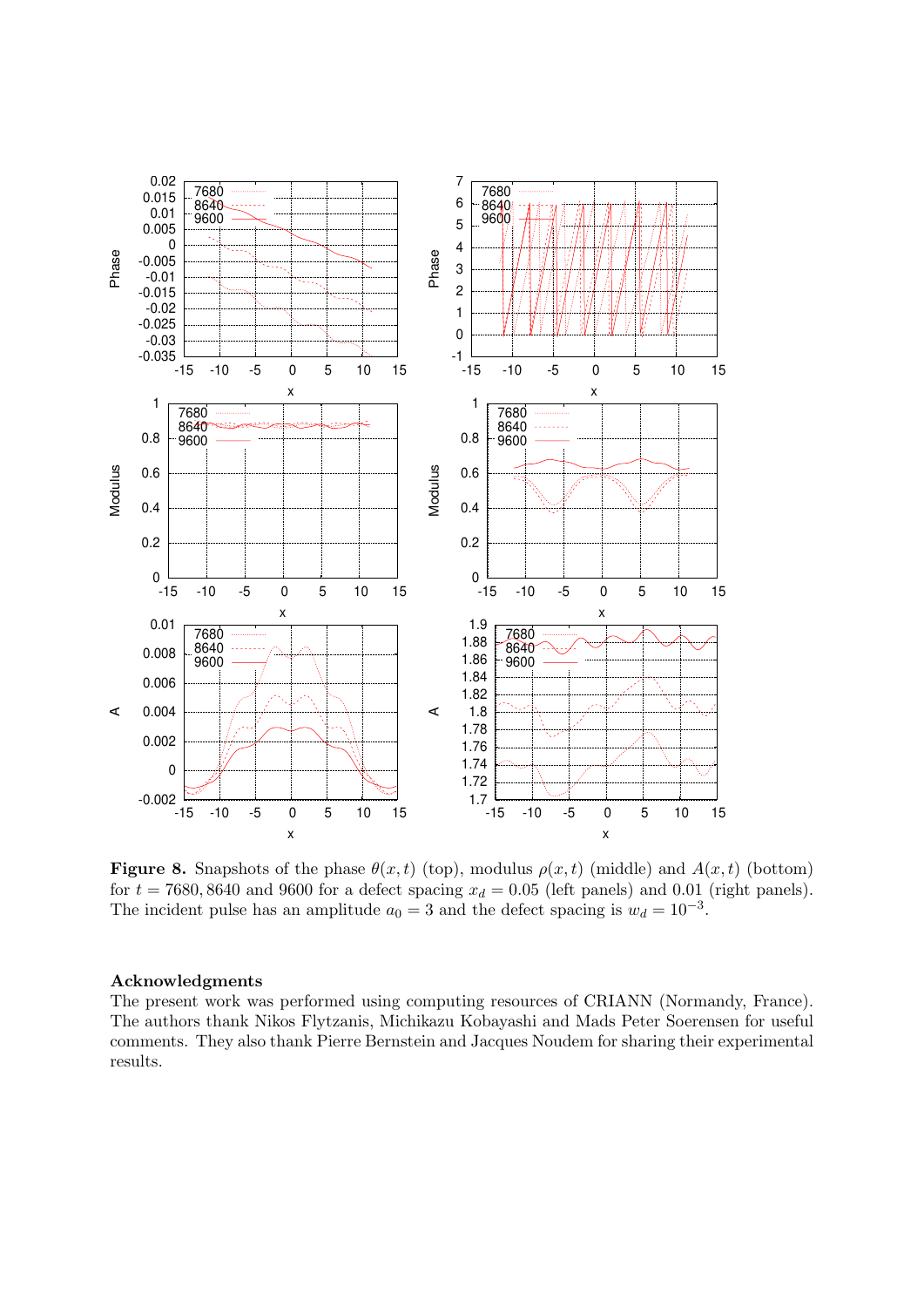**Figure 8.** Snapshots of the phase $\theta(x,t)$ (top), modulus $\rho(x,t)$ (middle) and $A(x,t)$ (bottom) for $t = 7680, 8640$ and $9600$ for a defect spacing $x_d = 0.05$ (left panels) and $0.01$ (right panels). The incident pulse has an amplitude $a_0 = 3$ and the defect spacing is $w_d = 10^{-3}$.

### Acknowledgments

The present work was performed using computing resources of CRIANN (Normandy, France). The authors thank Nikos Flytzanis, Michikazu Kobayashi and Mads Peter Soerensen for useful comments. They also thank Pierre Bernstein and Jacques Noudem for sharing their experimental results.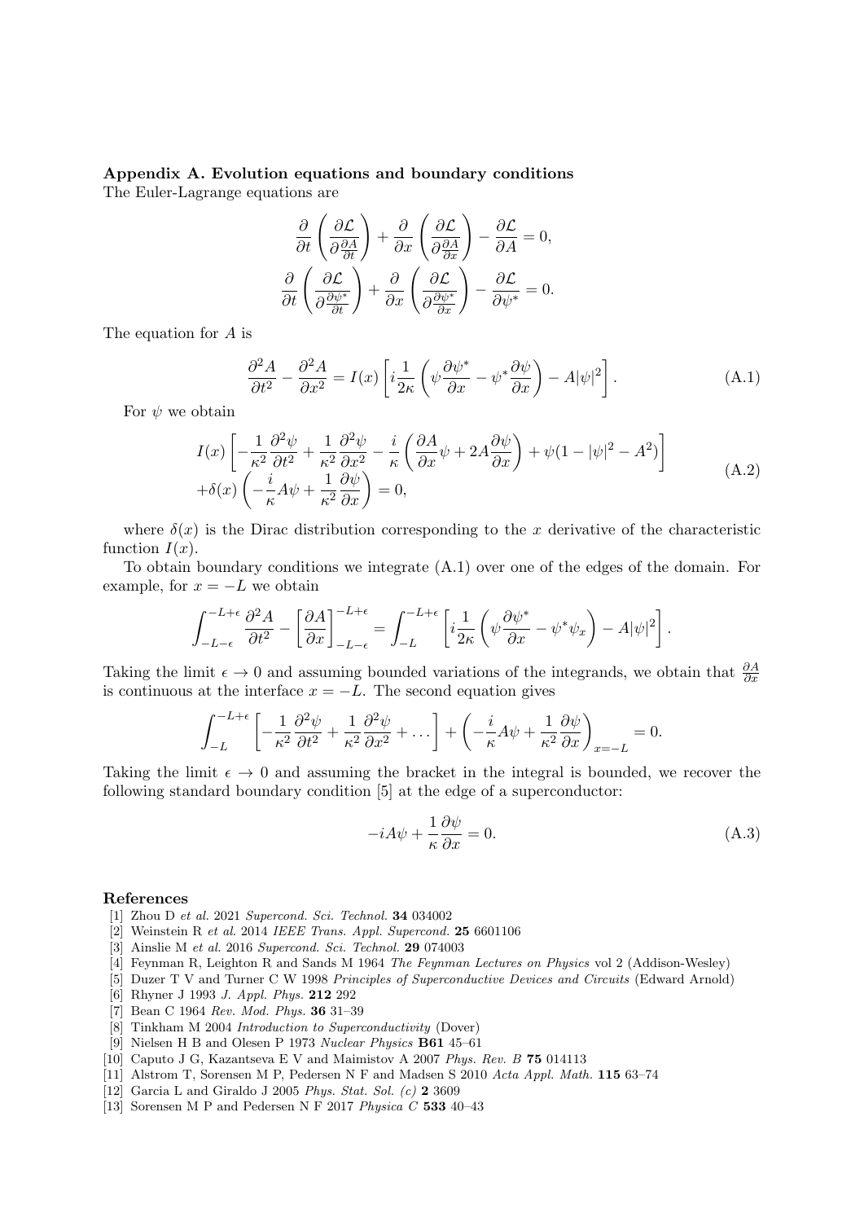## Appendix A. Evolution equations and boundary conditions

The Euler-Lagrange equations are

$$\frac{\partial}{\partial t}\left(\frac{\partial \mathcal{L}}{\partial \frac{\partial A}{\partial t}}\right)+\frac{\partial}{\partial x}\left(\frac{\partial \mathcal{L}}{\partial \frac{\partial A}{\partial x}}\right)-\frac{\partial \mathcal{L}}{\partial A}=0,$$

$$\frac{\partial}{\partial t}\left(\frac{\partial \mathcal{L}}{\partial \frac{\partial \psi^*}{\partial t}}\right)+\frac{\partial}{\partial x}\left(\frac{\partial \mathcal{L}}{\partial \frac{\partial \psi^*}{\partial x}}\right)-\frac{\partial \mathcal{L}}{\partial \psi^*}=0.$$

The equation for $A$ is

$$\frac{\partial^2 A}{\partial t^2}-\frac{\partial^2 A}{\partial x^2}=I(x)\left[i\frac{1}{2\kappa}\left(\psi\frac{\partial \psi^*}{\partial x}-\psi^*\frac{\partial \psi}{\partial x}\right)-A|\psi|^2\right]. \tag{A.1}$$

For $\psi$ we obtain

$$\begin{aligned}&I(x)\left[-\frac{1}{\kappa^2}\frac{\partial^2 \psi}{\partial t^2}+\frac{1}{\kappa^2}\frac{\partial^2 \psi}{\partial x^2}-\frac{i}{\kappa}\left(\frac{\partial A}{\partial x}\psi+2A\frac{\partial \psi}{\partial x}\right)+\psi(1-|\psi|^2-A^2)\right]\\&+\delta(x)\left(-\frac{i}{\kappa}A\psi+\frac{1}{\kappa^2}\frac{\partial \psi}{\partial x}\right)=0,\end{aligned} \tag{A.2}$$

where $\delta(x)$ is the Dirac distribution corresponding to the $x$ derivative of the characteristic function $I(x)$.

To obtain boundary conditions we integrate (A.1) over one of the edges of the domain. For example, for $x=-L$ we obtain

$$\int_{-L-\epsilon}^{-L+\epsilon}\frac{\partial^2 A}{\partial t^2}-\left[\frac{\partial A}{\partial x}\right]_{-L-\epsilon}^{-L+\epsilon}=\int_{-L}^{-L+\epsilon}\left[i\frac{1}{2\kappa}\left(\psi\frac{\partial \psi^*}{\partial x}-\psi^*\psi_x\right)-A|\psi|^2\right].$$

Taking the limit $\epsilon \to 0$ and assuming bounded variations of the integrands, we obtain that $\frac{\partial A}{\partial x}$ is continuous at the interface $x=-L$. The second equation gives

$$\int_{-L}^{-L+\epsilon}\left[-\frac{1}{\kappa^2}\frac{\partial^2 \psi}{\partial t^2}+\frac{1}{\kappa^2}\frac{\partial^2 \psi}{\partial x^2}+\dots\right]+\left(-\frac{i}{\kappa}A\psi+\frac{1}{\kappa^2}\frac{\partial \psi}{\partial x}\right)_{x=-L}=0.$$

Taking the limit $\epsilon \to 0$ and assuming the bracket in the integral is bounded, we recover the following standard boundary condition [5] at the edge of a superconductor:

$$-iA\psi+\frac{1}{\kappa}\frac{\partial \psi}{\partial x}=0. \tag{A.3}$$

## References

[1] Zhou D *et al.* 2021 *Supercond. Sci. Technol.* **34** 034002
[2] Weinstein R *et al.* 2014 *IEEE Trans. Appl. Supercond.* **25** 6601106
[3] Ainslie M *et al.* 2016 *Supercond. Sci. Technol.* **29** 074003
[4] Feynman R, Leighton R and Sands M 1964 *The Feynman Lectures on Physics* vol 2 (Addison-Wesley)
[5] Duzer T V and Turner C W 1998 *Principles of Superconductive Devices and Circuits* (Edward Arnold)
[6] Rhyner J 1993 *J. Appl. Phys.* **212** 292
[7] Bean C 1964 *Rev. Mod. Phys.* **36** 31–39
[8] Tinkham M 2004 *Introduction to Superconductivity* (Dover)
[9] Nielsen H B and Olesen P 1973 *Nuclear Physics* **B61** 45–61
[10] Caputo J G, Kazantseva E V and Maimistov A 2007 *Phys. Rev. B* **75** 014113
[11] Alstrom T, Sorensen M P, Pedersen N F and Madsen S 2010 *Acta Appl. Math.* **115** 63–74
[12] Garcia L and Giraldo J 2005 *Phys. Stat. Sol. (c)* **2** 3609
[13] Sorensen M P and Pedersen N F 2017 *Physica C* **533** 40–43